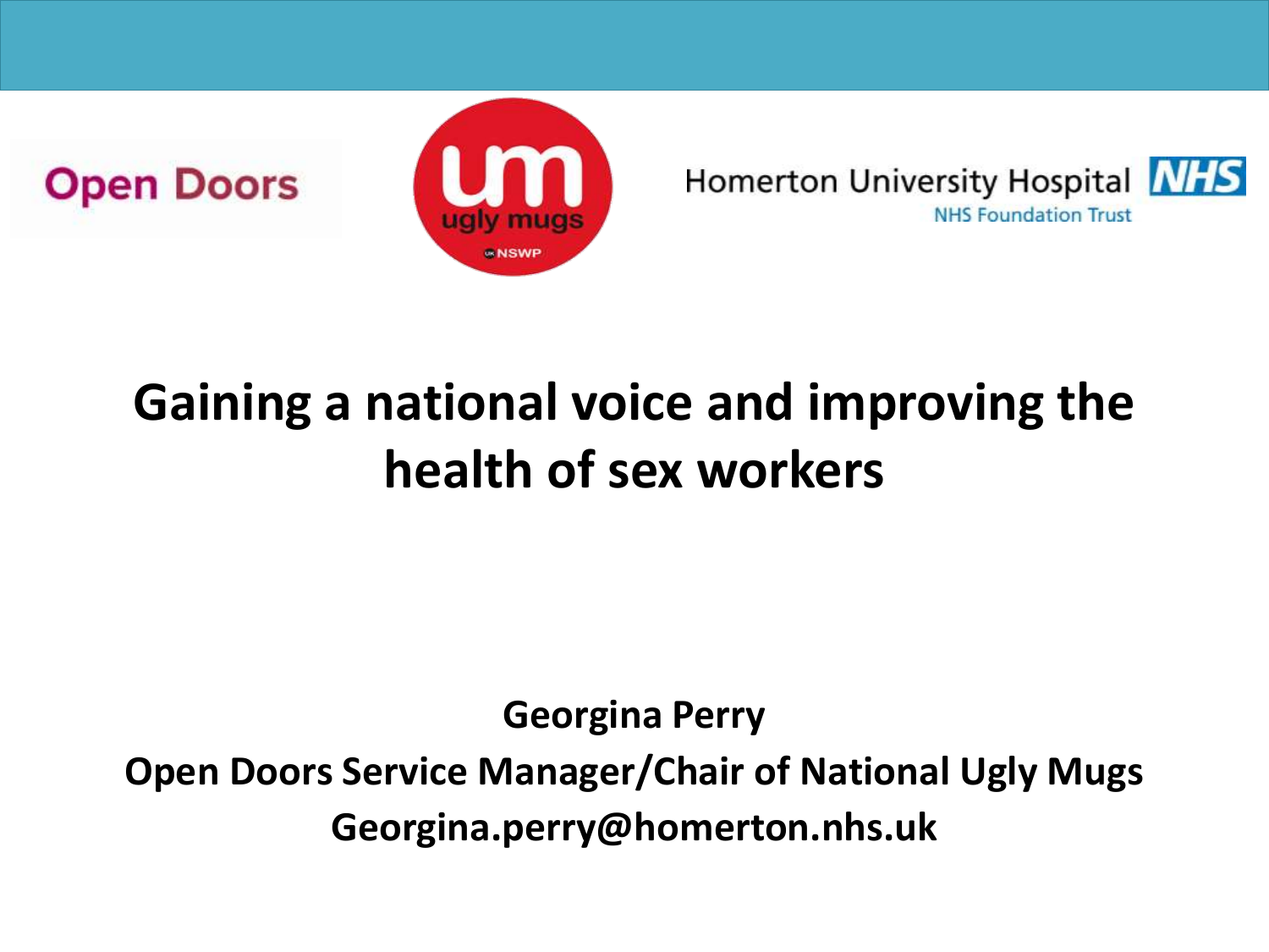Open Doors

ugly mugs

NSWP

Homerton University Hospital NHS

NHS Foundation Trust

# Gaining a national voice and improving the health of sex workers

**Georgina Perry**

**Open Doors Service Manager/Chair of National Ugly Mugs**

**Georgina.perry@homerton.nhs.uk**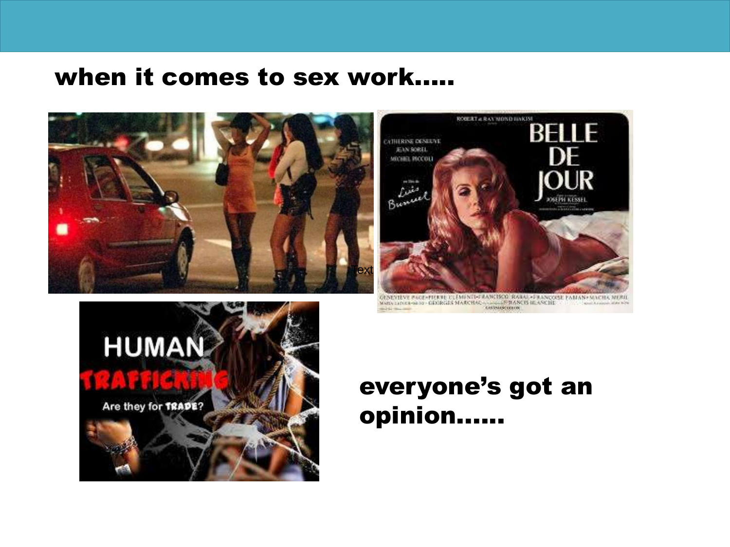## when it comes to sex work.....

everyone's got an opinion......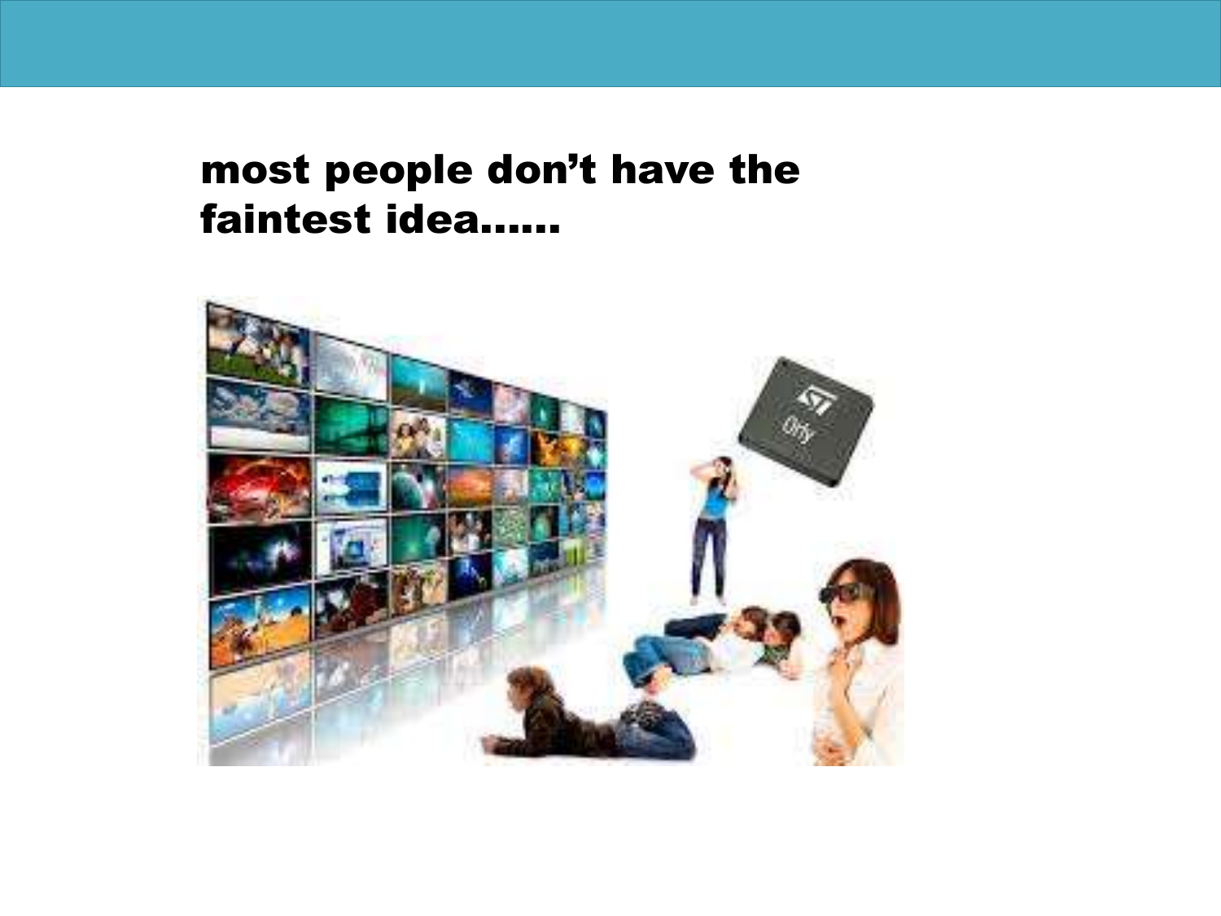**most people don't have the faintest idea……**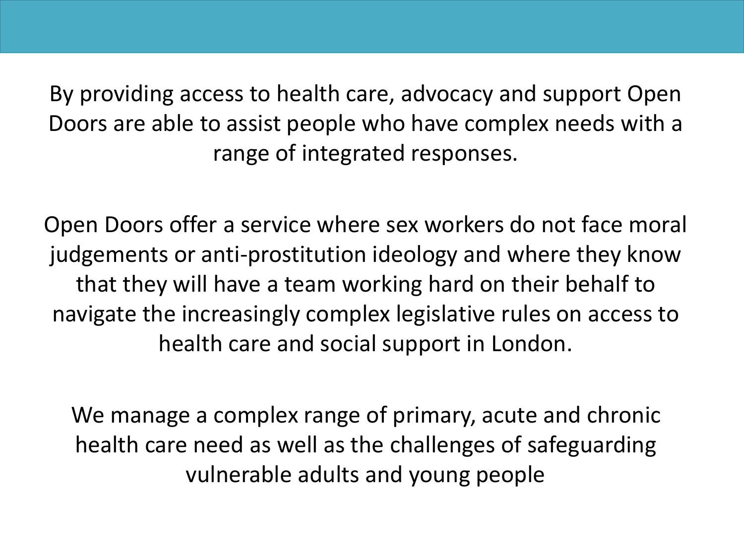By providing access to health care, advocacy and support Open Doors are able to assist people who have complex needs with a range of integrated responses.

Open Doors offer a service where sex workers do not face moral judgements or anti-prostitution ideology and where they know that they will have a team working hard on their behalf to navigate the increasingly complex legislative rules on access to health care and social support in London.

We manage a complex range of primary, acute and chronic health care need as well as the challenges of safeguarding vulnerable adults and young people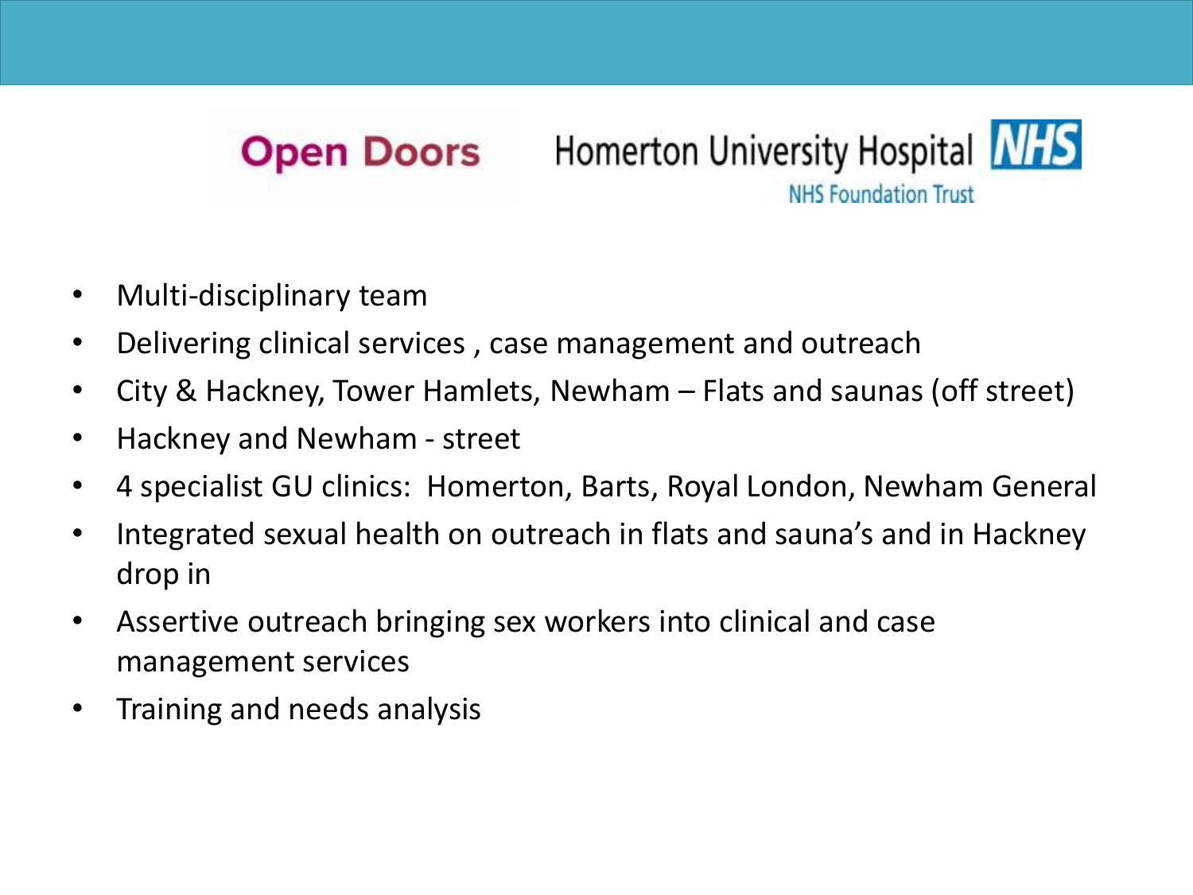**Open Doors** Homerton University Hospital NHS Foundation Trust

- Multi-disciplinary team
- Delivering clinical services , case management and outreach
- City & Hackney, Tower Hamlets, Newham – Flats and saunas (off street)
- Hackney and Newham - street
- 4 specialist GU clinics: Homerton, Barts, Royal London, Newham General
- Integrated sexual health on outreach in flats and sauna's and in Hackney drop in
- Assertive outreach bringing sex workers into clinical and case management services
- Training and needs analysis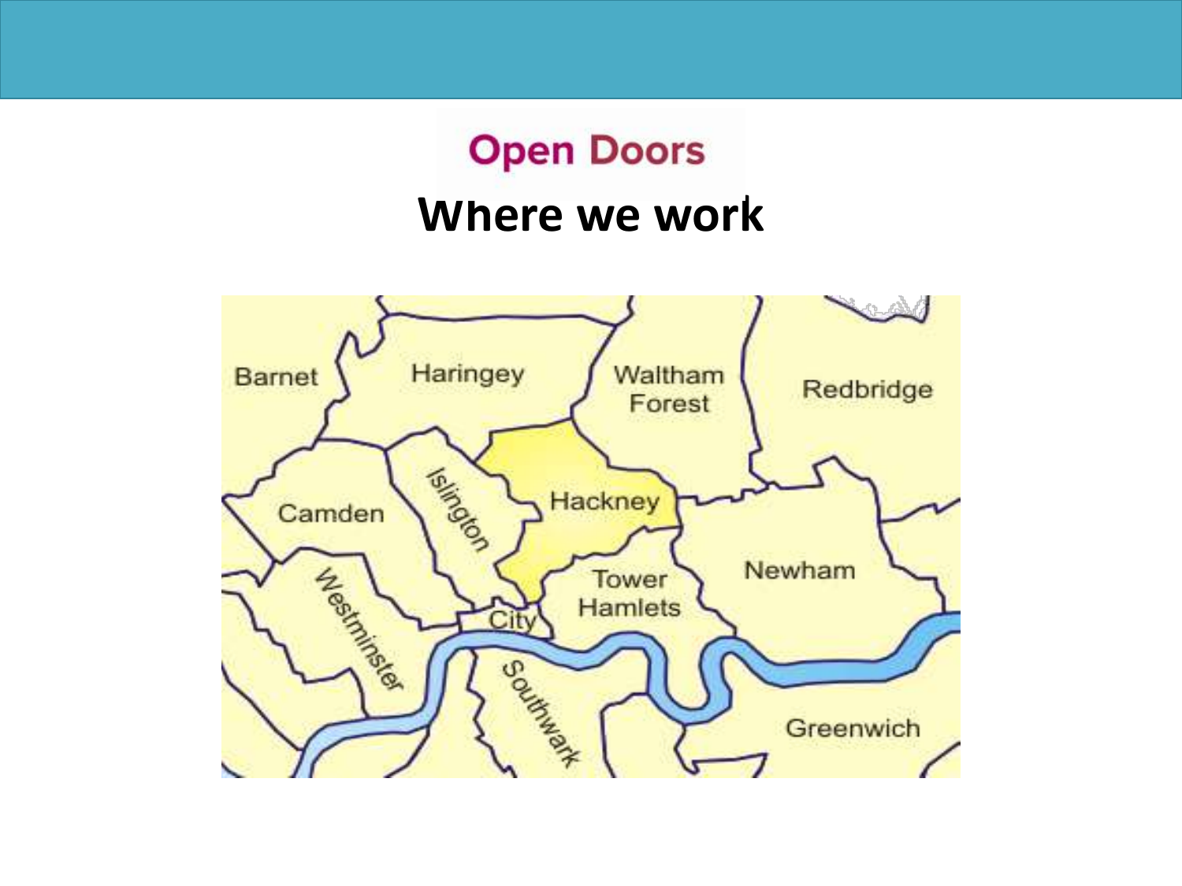# Open Doors

## Where we work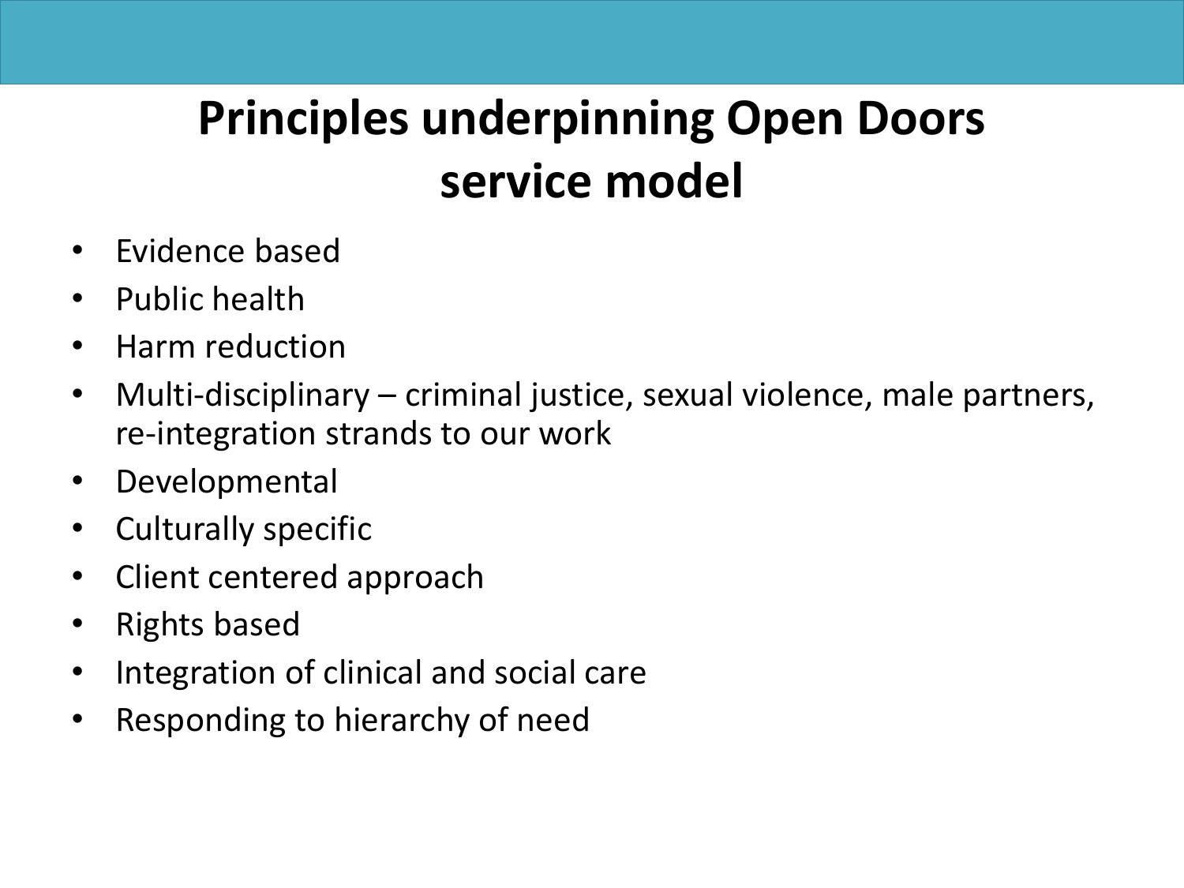# Principles underpinning Open Doors service model

- Evidence based
- Public health
- Harm reduction
- Multi-disciplinary – criminal justice, sexual violence, male partners, re-integration strands to our work
- Developmental
- Culturally specific
- Client centered approach
- Rights based
- Integration of clinical and social care
- Responding to hierarchy of need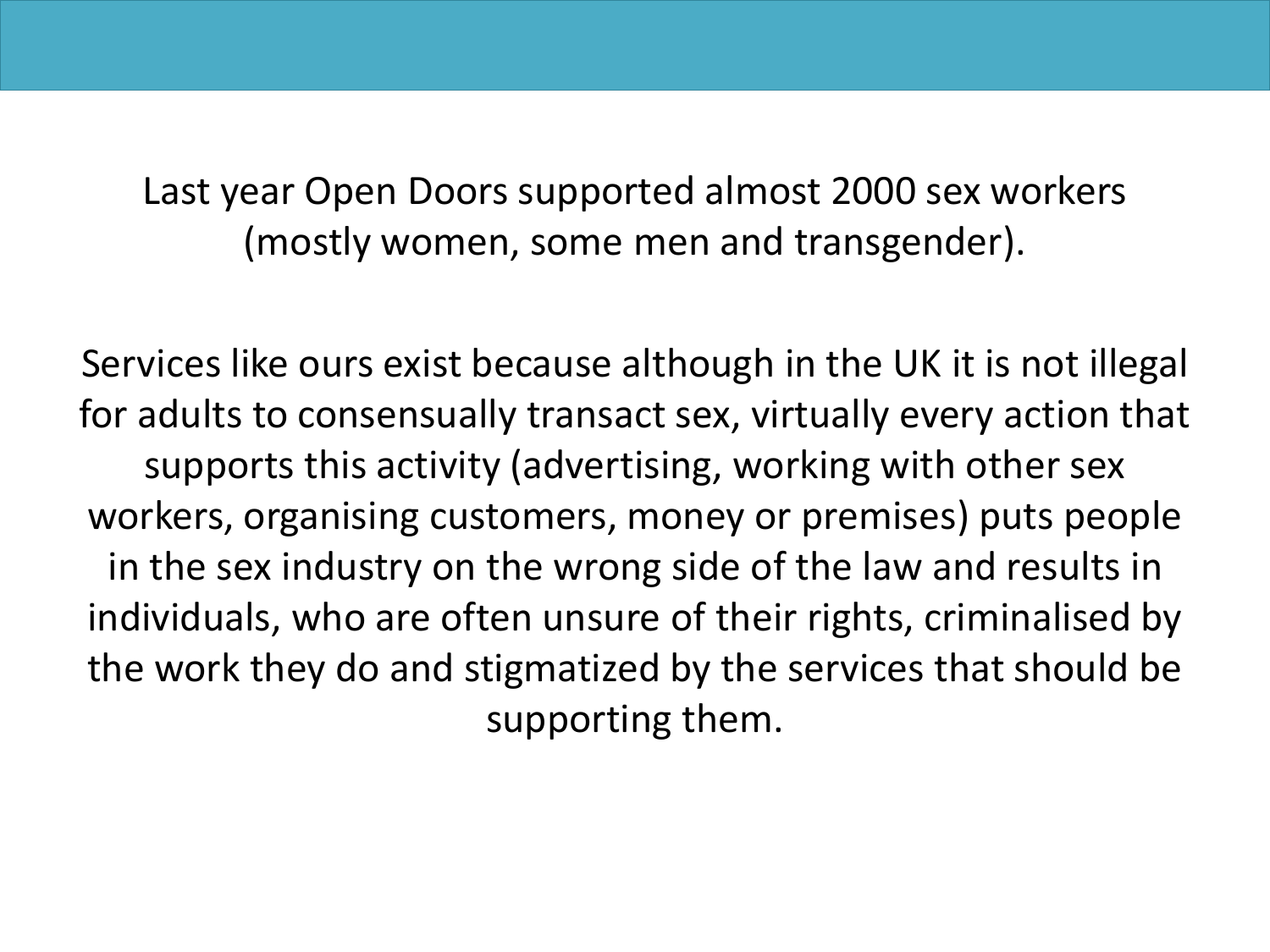Last year Open Doors supported almost 2000 sex workers (mostly women, some men and transgender).

Services like ours exist because although in the UK it is not illegal for adults to consensually transact sex, virtually every action that supports this activity (advertising, working with other sex workers, organising customers, money or premises) puts people in the sex industry on the wrong side of the law and results in individuals, who are often unsure of their rights, criminalised by the work they do and stigmatized by the services that should be supporting them.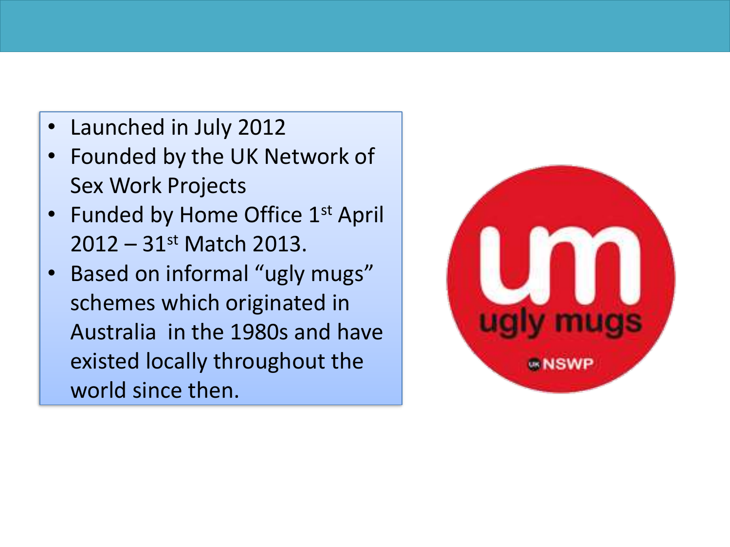- Launched in July 2012
- Founded by the UK Network of Sex Work Projects
- Funded by Home Office 1st April 2012 – 31st Match 2013.
- Based on informal “ugly mugs” schemes which originated in Australia in the 1980s and have existed locally throughout the world since then.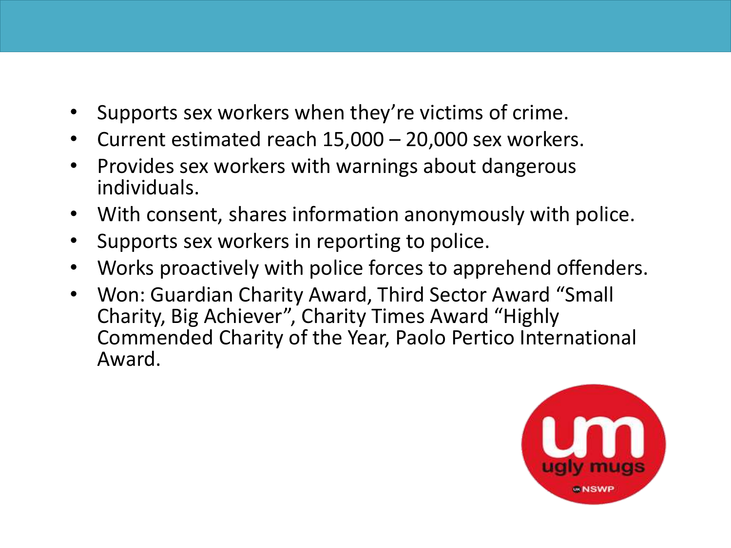- Supports sex workers when they're victims of crime.
- Current estimated reach 15,000 – 20,000 sex workers.
- Provides sex workers with warnings about dangerous individuals.
- With consent, shares information anonymously with police.
- Supports sex workers in reporting to police.
- Works proactively with police forces to apprehend offenders.
- Won: Guardian Charity Award, Third Sector Award "Small Charity, Big Achiever", Charity Times Award "Highly Commended Charity of the Year, Paolo Pertico International Award.

um
ugly mugs
UK NSWP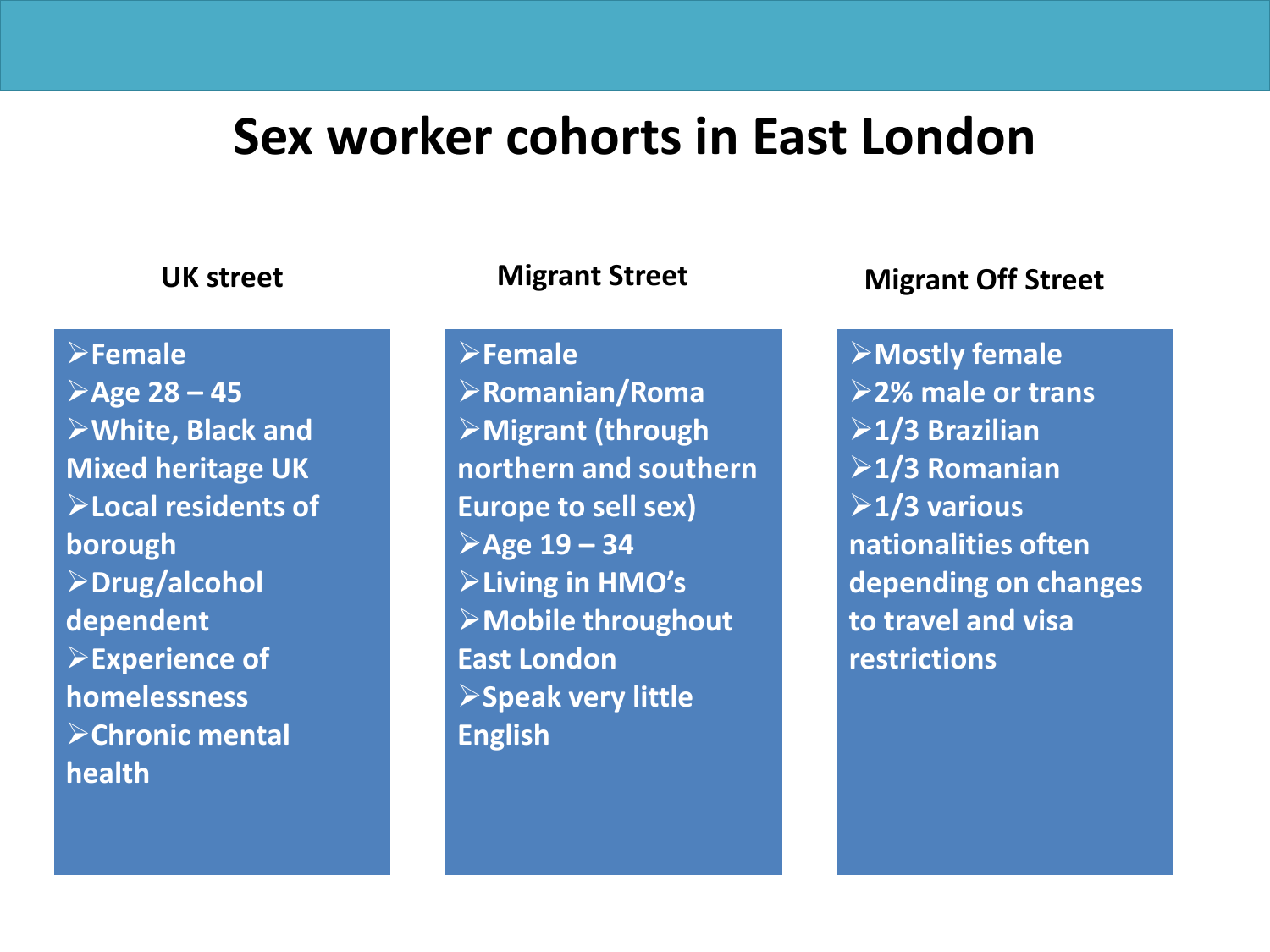# Sex worker cohorts in East London

### UK street

- Female
- Age 28 – 45
- White, Black and Mixed heritage UK
- Local residents of borough
- Drug/alcohol dependent
- Experience of homelessness
- Chronic mental health

### Migrant Street

- Female
- Romanian/Roma
- Migrant (through northern and southern Europe to sell sex)
- Age 19 – 34
- Living in HMO's
- Mobile throughout East London
- Speak very little English

### Migrant Off Street

- Mostly female
- 2% male or trans
- 1/3 Brazilian
- 1/3 Romanian
- 1/3 various nationalities often depending on changes to travel and visa restrictions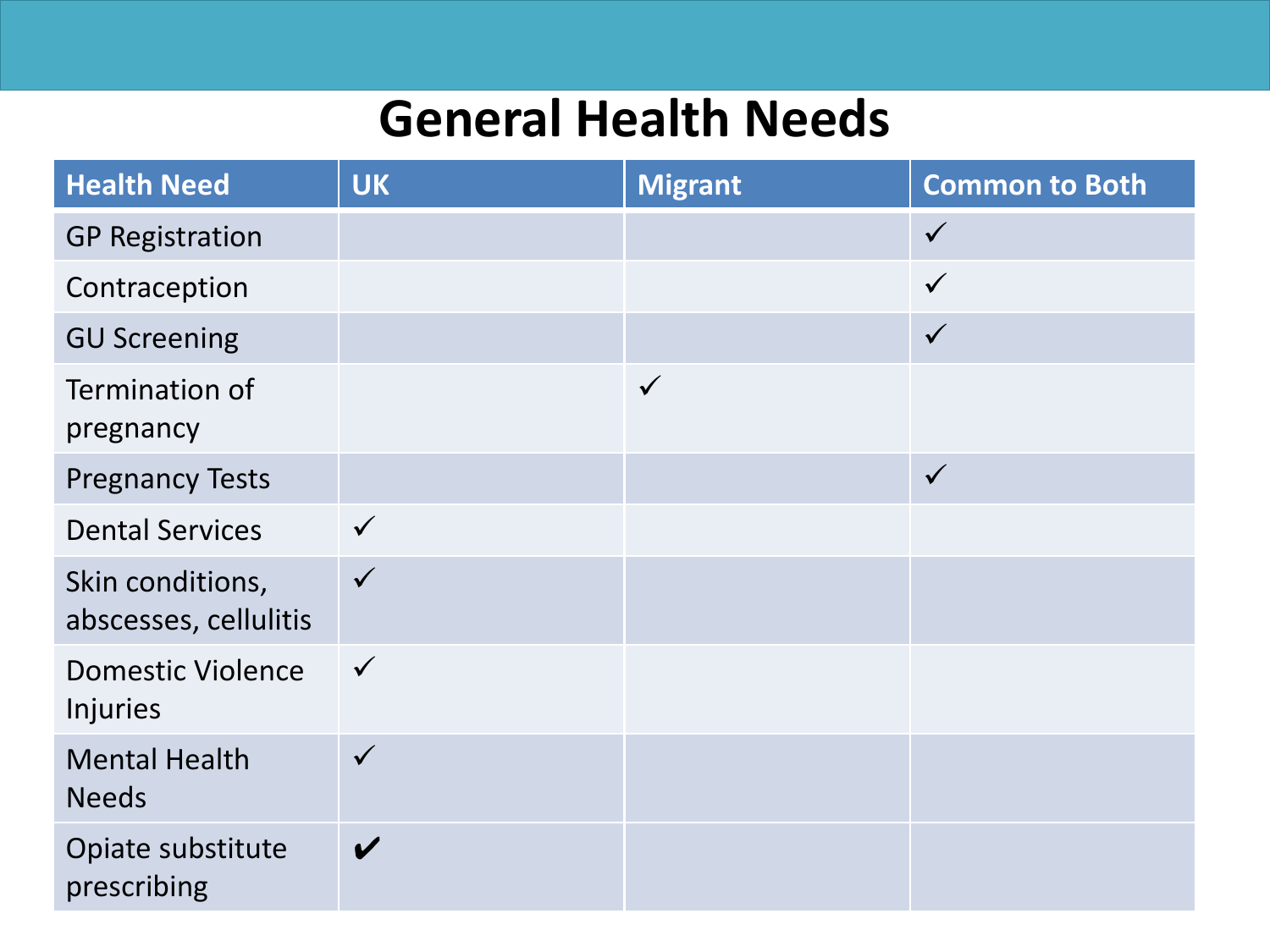# General Health Needs

| Health Need | UK | Migrant | Common to Both |
|---|---|---|---|
| GP Registration | | | ✓ |
| Contraception | | | ✓ |
| GU Screening | | | ✓ |
| Termination of pregnancy | | ✓ | |
| Pregnancy Tests | | | ✓ |
| Dental Services | ✓ | | |
| Skin conditions, abscesses, cellulitis | ✓ | | |
| Domestic Violence Injuries | ✓ | | |
| Mental Health Needs | ✓ | | |
| Opiate substitute prescribing | ✔ | | |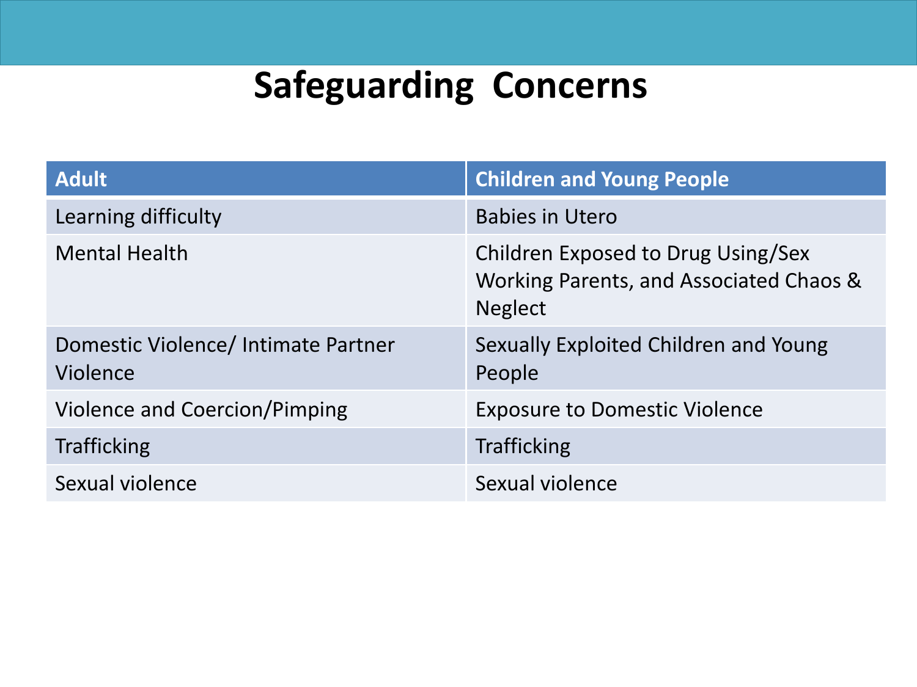# Safeguarding Concerns

| Adult | Children and Young People |
| --- | --- |
| Learning difficulty | Babies in Utero |
| Mental Health | Children Exposed to Drug Using/Sex Working Parents, and Associated Chaos & Neglect |
| Domestic Violence/ Intimate Partner Violence | Sexually Exploited Children and Young People |
| Violence and Coercion/Pimping | Exposure to Domestic Violence |
| Trafficking | Trafficking |
| Sexual violence | Sexual violence |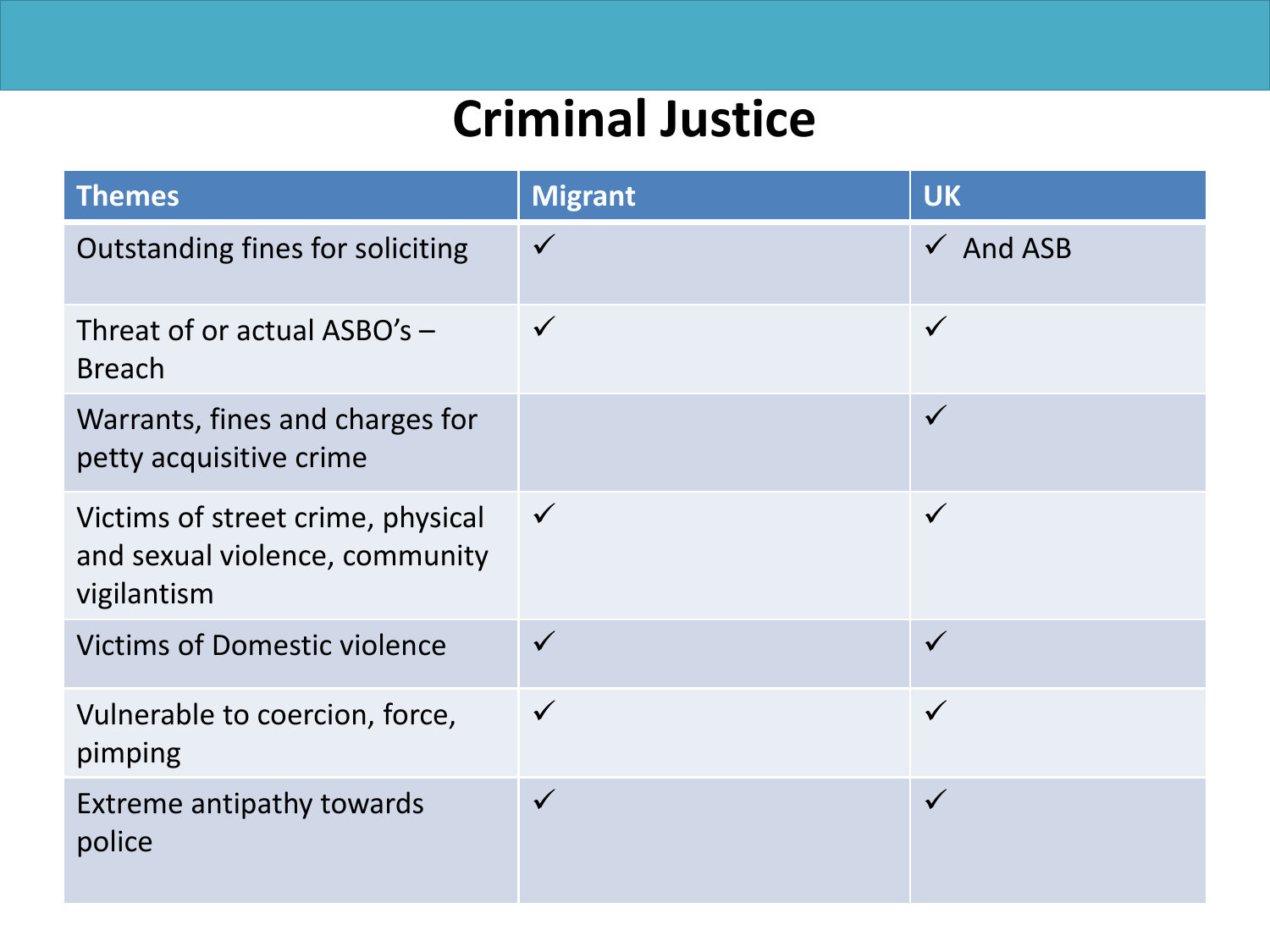# Criminal Justice

| Themes | Migrant | UK |
| --- | --- | --- |
| Outstanding fines for soliciting | ✓ | ✓ And ASB |
| Threat of or actual ASBO's – Breach | ✓ | ✓ |
| Warrants, fines and charges for petty acquisitive crime | | ✓ |
| Victims of street crime, physical and sexual violence, community vigilantism | ✓ | ✓ |
| Victims of Domestic violence | ✓ | ✓ |
| Vulnerable to coercion, force, pimping | ✓ | ✓ |
| Extreme antipathy towards police | ✓ | ✓ |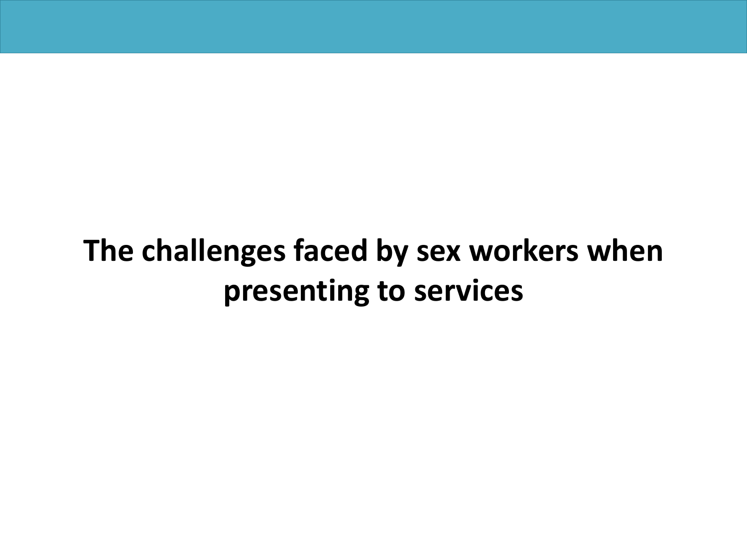# The challenges faced by sex workers when presenting to services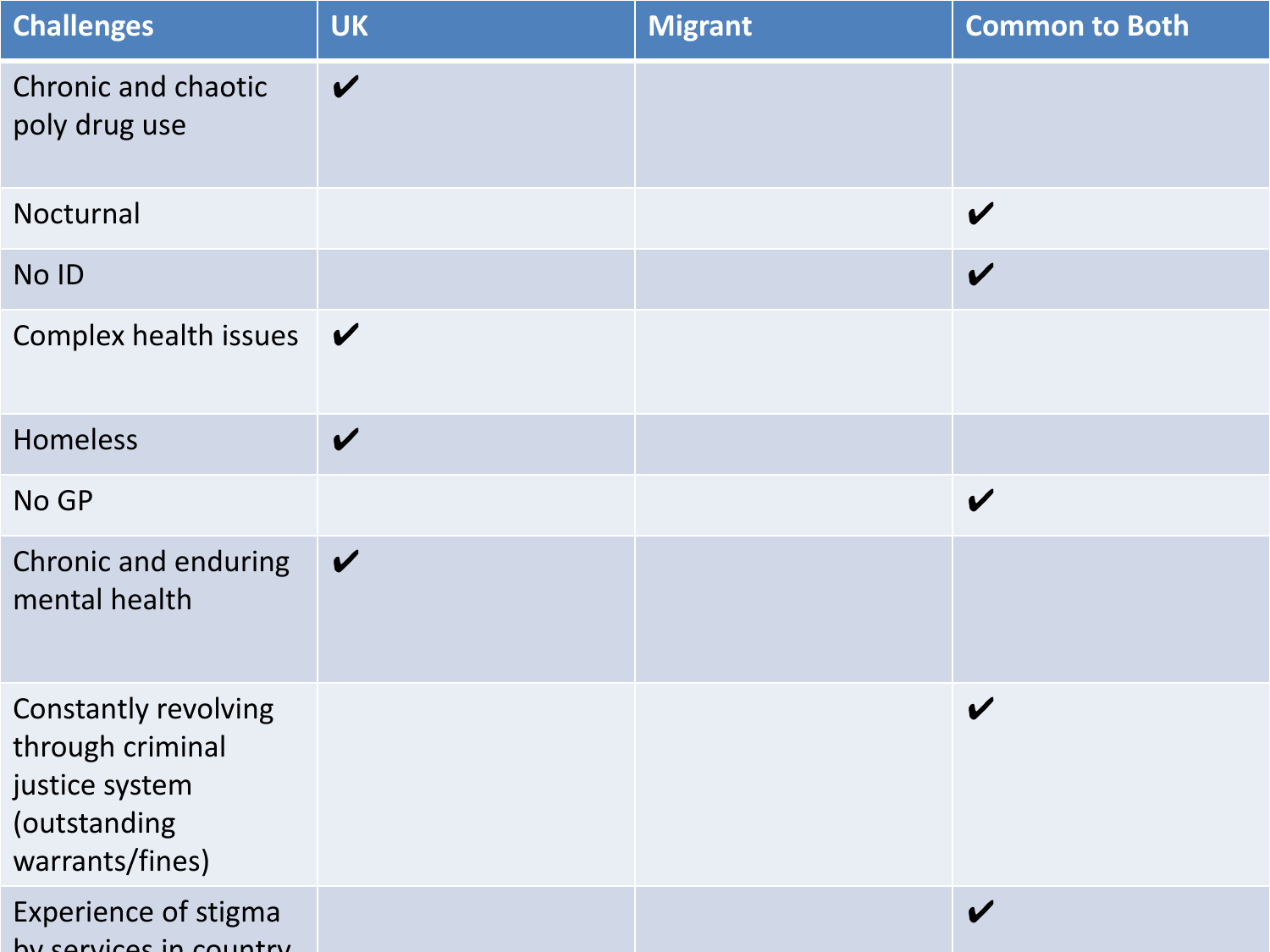| Challenges | UK | Migrant | Common to Both |
| --- | --- | --- | --- |
| Chronic and chaotic poly drug use | ✔ | | |
| Nocturnal | | | ✔ |
| No ID | | | ✔ |
| Complex health issues | ✔ | | |
| Homeless | ✔ | | |
| No GP | | | ✔ |
| Chronic and enduring mental health | ✔ | | |
| Constantly revolving through criminal justice system (outstanding warrants/fines) | | | ✔ |
| Experience of stigma by services in country | | | ✔ |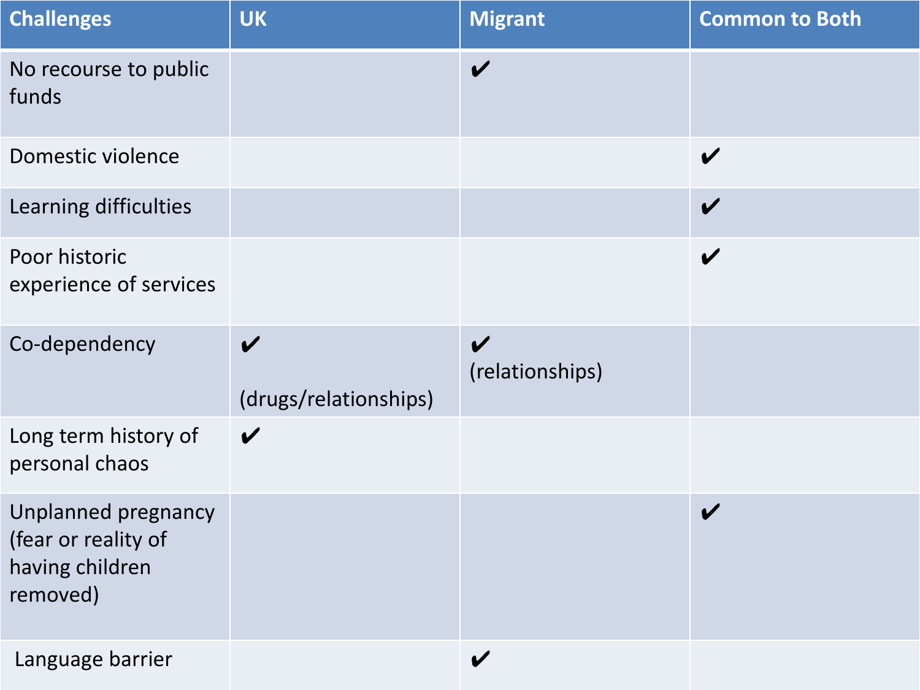| Challenges | UK | Migrant | Common to Both |
|---|---|---|---|
| No recourse to public funds | | ✔ | |
| Domestic violence | | | ✔ |
| Learning difficulties | | | ✔ |
| Poor historic experience of services | | | ✔ |
| Co-dependency | ✔ (drugs/relationships) | ✔ (relationships) | |
| Long term history of personal chaos | ✔ | | |
| Unplanned pregnancy (fear or reality of having children removed) | | | ✔ |
| Language barrier | | ✔ | |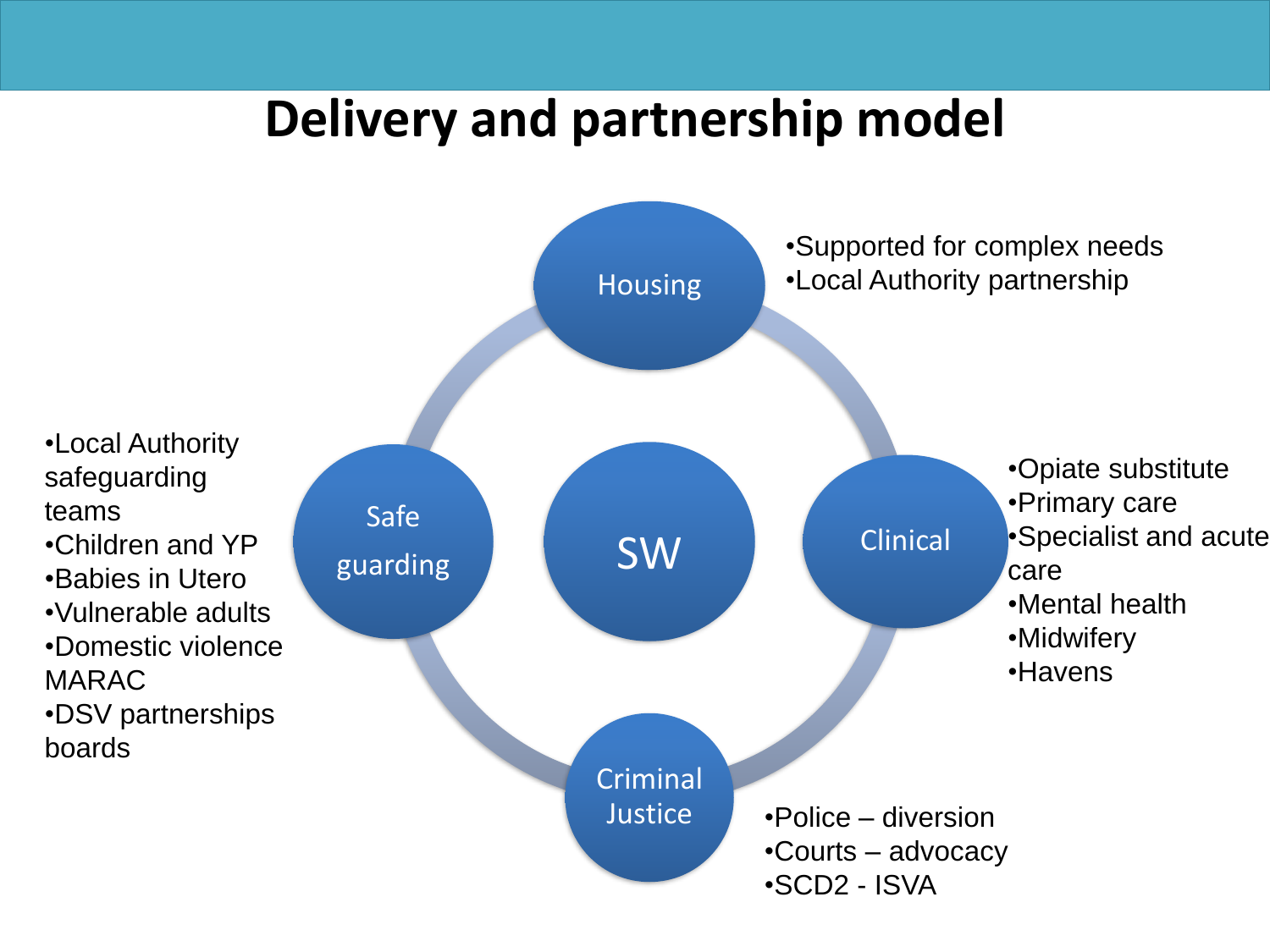# Delivery and partnership model

**SW**

**Housing**
- Supported for complex needs
- Local Authority partnership

**Clinical**
- Opiate substitute
- Primary care
- Specialist and acute care
- Mental health
- Midwifery
- Havens

**Criminal Justice**
- Police – diversion
- Courts – advocacy
- SCD2 - ISVA

**Safe guarding**
- Local Authority safeguarding teams
- Children and YP
- Babies in Utero
- Vulnerable adults
- Domestic violence MARAC
- DSV partnerships boards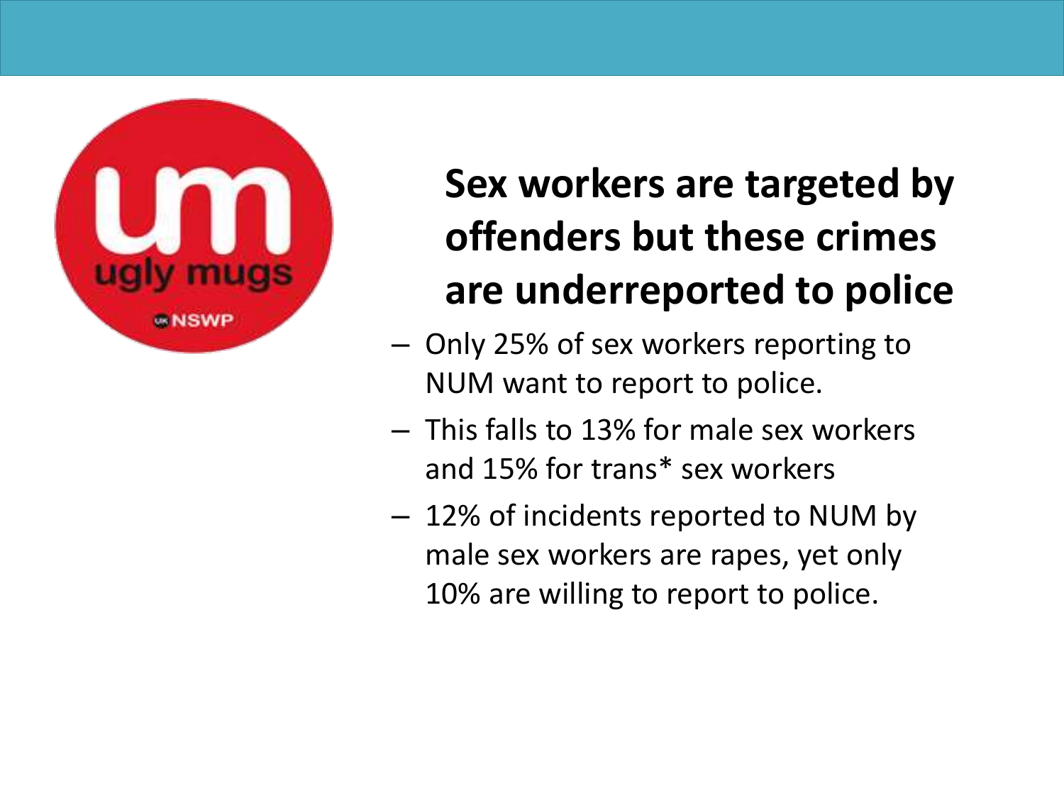## Sex workers are targeted by offenders but these crimes are underreported to police

- Only 25% of sex workers reporting to NUM want to report to police.
- This falls to 13% for male sex workers and 15% for trans* sex workers
- 12% of incidents reported to NUM by male sex workers are rapes, yet only 10% are willing to report to police.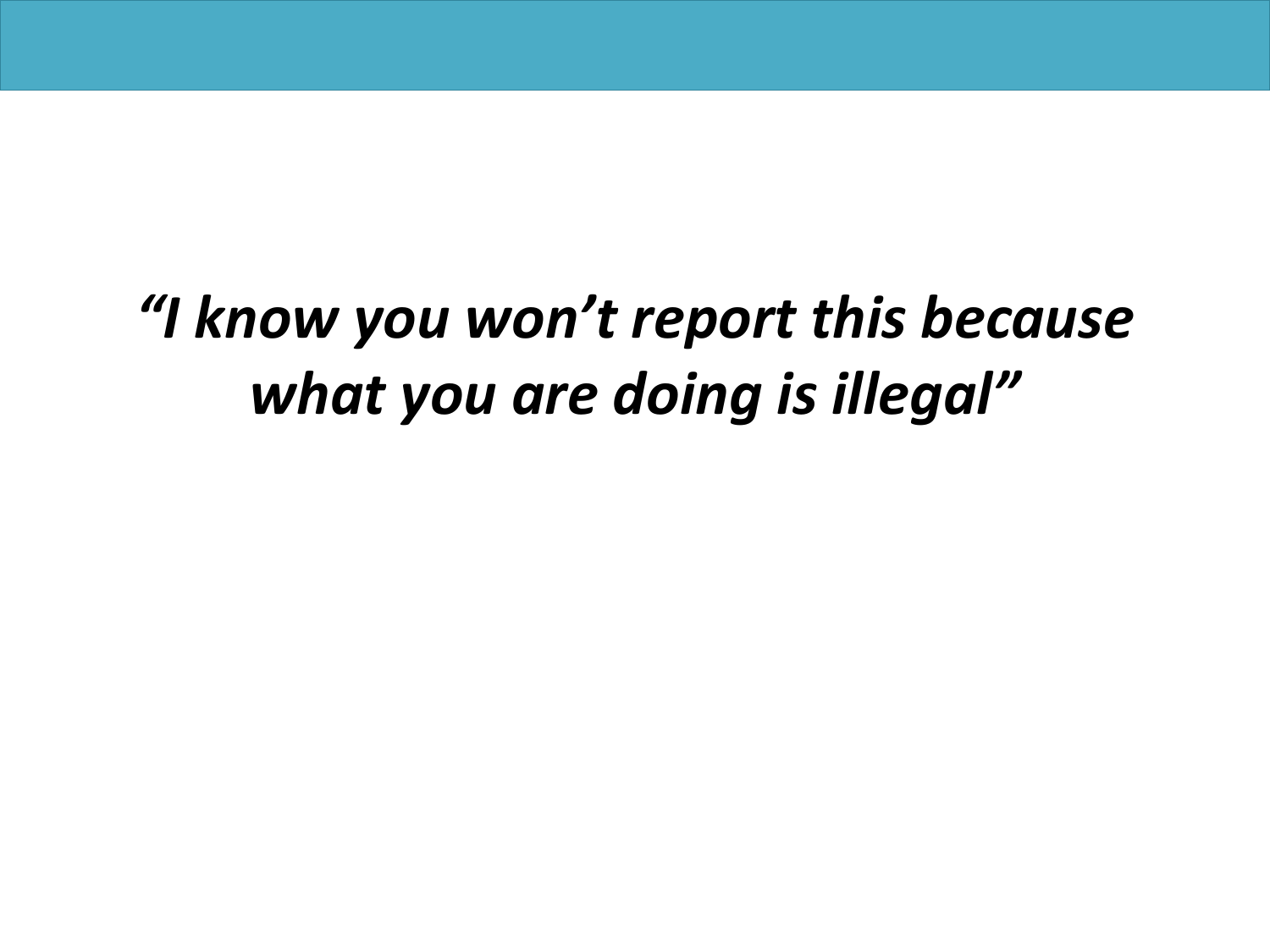*“I know you won’t report this because what you are doing is illegal”*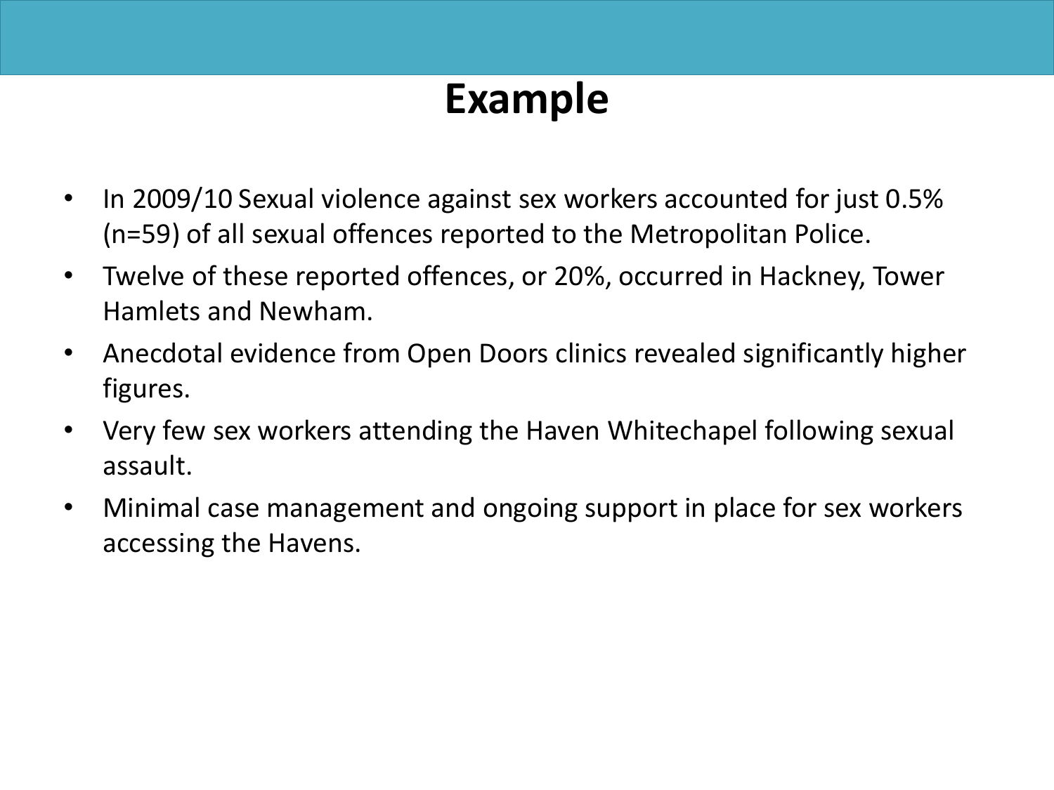# Example

- In 2009/10 Sexual violence against sex workers accounted for just 0.5% (n=59) of all sexual offences reported to the Metropolitan Police.
- Twelve of these reported offences, or 20%, occurred in Hackney, Tower Hamlets and Newham.
- Anecdotal evidence from Open Doors clinics revealed significantly higher figures.
- Very few sex workers attending the Haven Whitechapel following sexual assault.
- Minimal case management and ongoing support in place for sex workers accessing the Havens.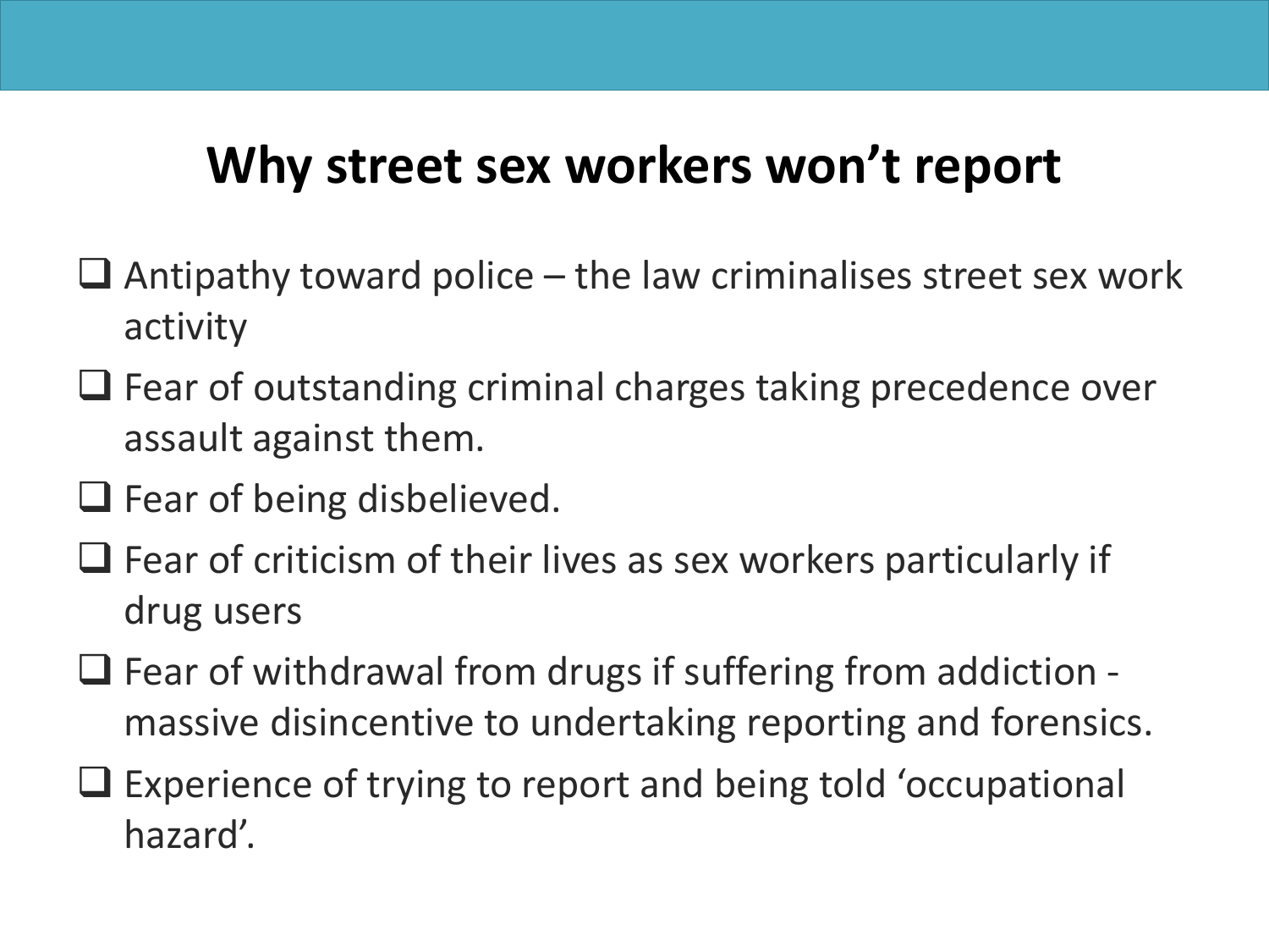# Why street sex workers won't report

- Antipathy toward police – the law criminalises street sex work activity
- Fear of outstanding criminal charges taking precedence over assault against them.
- Fear of being disbelieved.
- Fear of criticism of their lives as sex workers particularly if drug users
- Fear of withdrawal from drugs if suffering from addiction - massive disincentive to undertaking reporting and forensics.
- Experience of trying to report and being told 'occupational hazard'.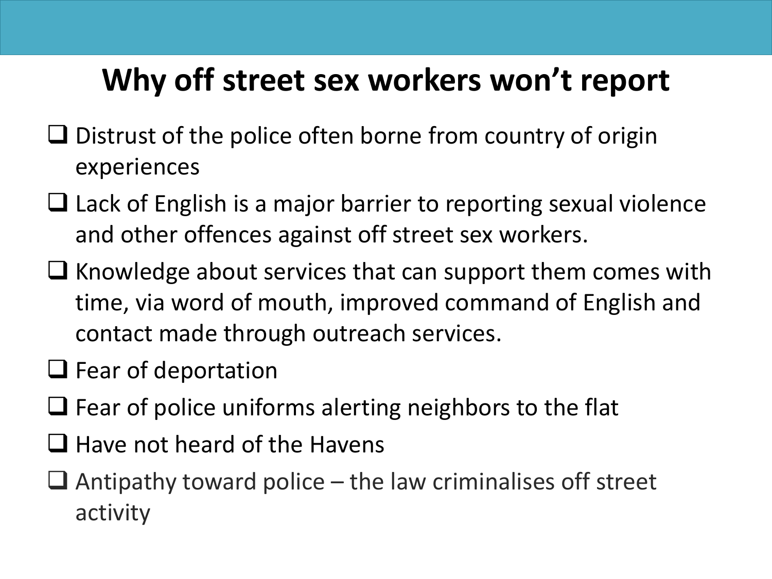# Why off street sex workers won't report

- Distrust of the police often borne from country of origin experiences
- Lack of English is a major barrier to reporting sexual violence and other offences against off street sex workers.
- Knowledge about services that can support them comes with time, via word of mouth, improved command of English and contact made through outreach services.
- Fear of deportation
- Fear of police uniforms alerting neighbors to the flat
- Have not heard of the Havens
- Antipathy toward police – the law criminalises off street activity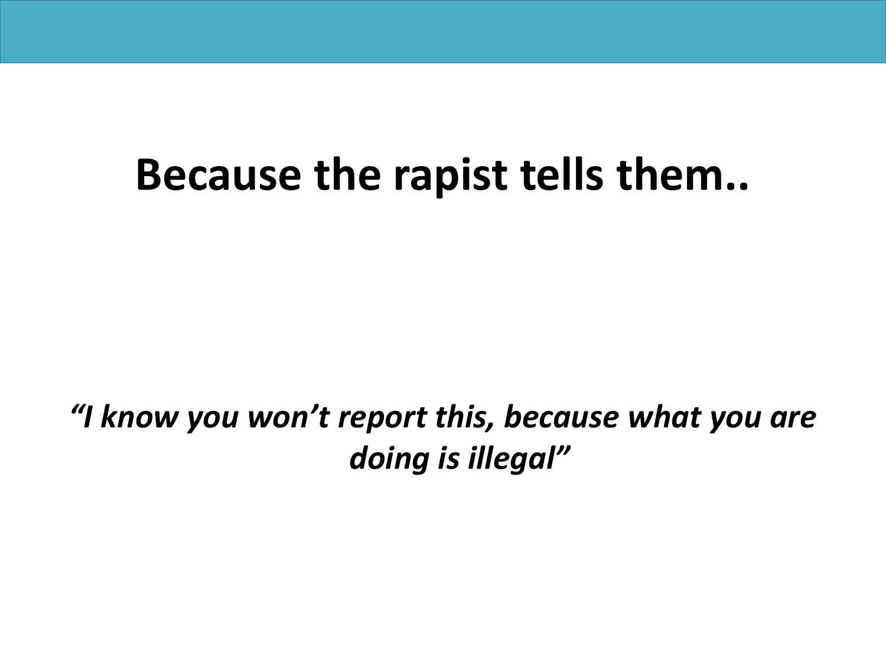# Because the rapist tells them..

*"I know you won't report this, because what you are doing is illegal"*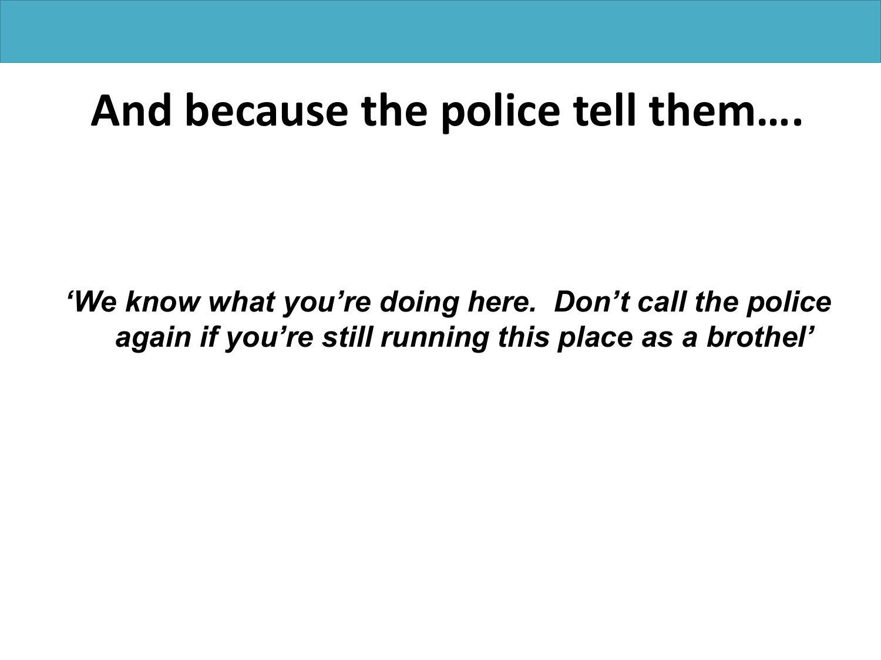# And because the police tell them….

*‘We know what you’re doing here.  Don’t call the police again if you’re still running this place as a brothel’*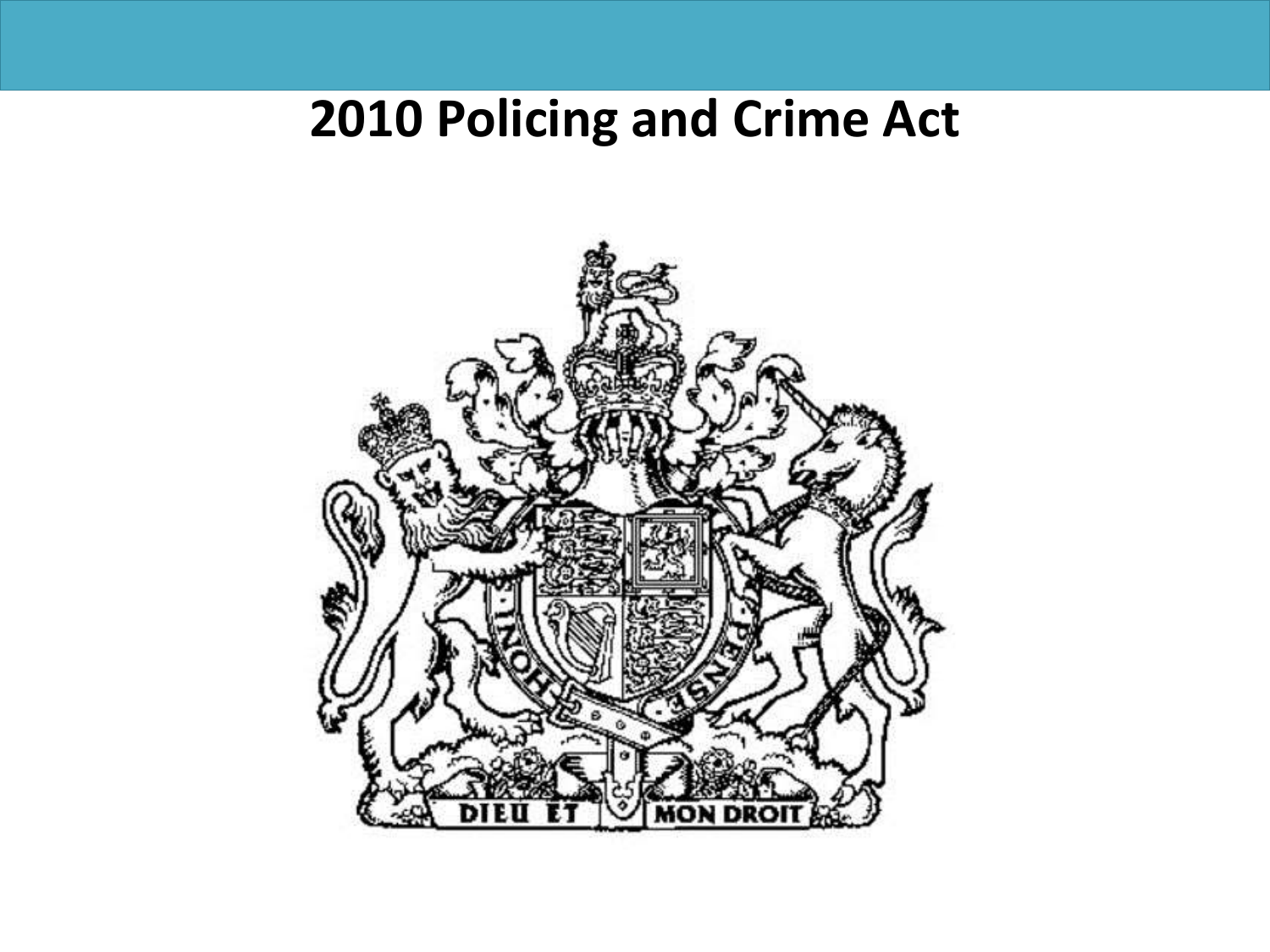# 2010 Policing and Crime Act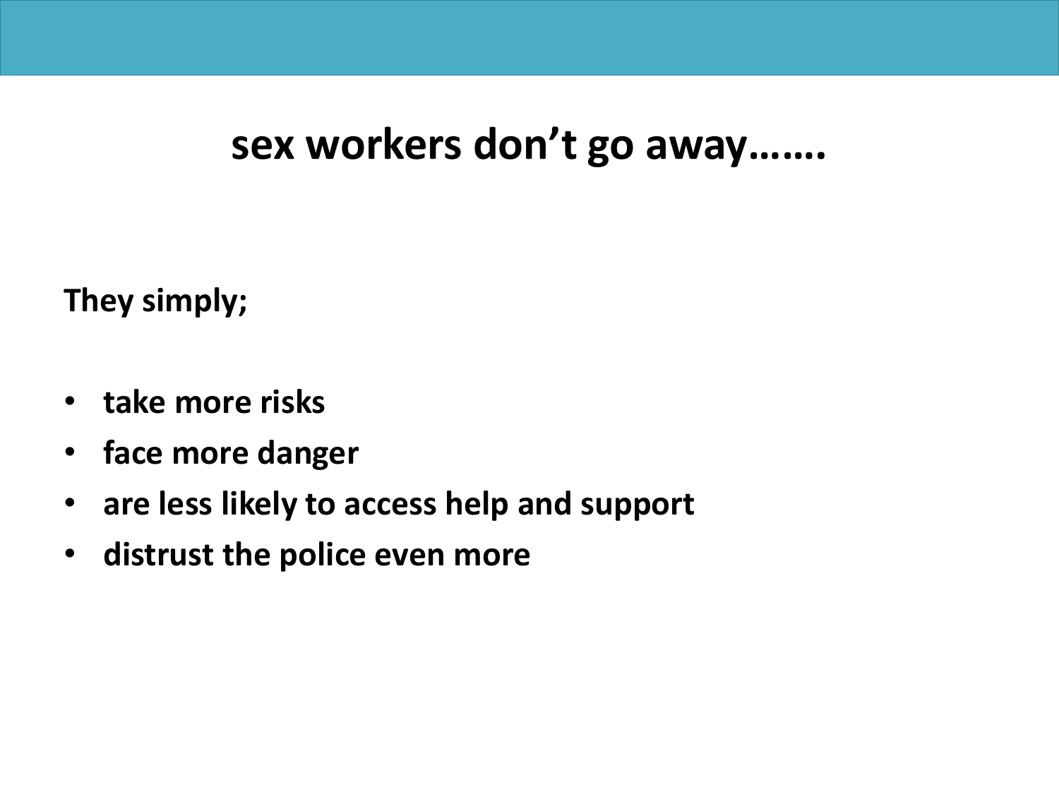## sex workers don't go away…….

**They simply;**

- **take more risks**
- **face more danger**
- **are less likely to access help and support**
- **distrust the police even more**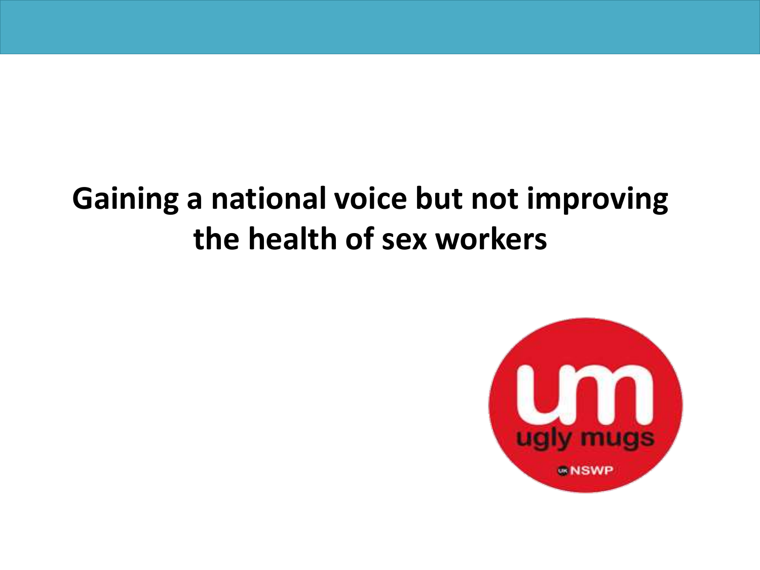# Gaining a national voice but not improving the health of sex workers

um

ugly mugs

UK NSWP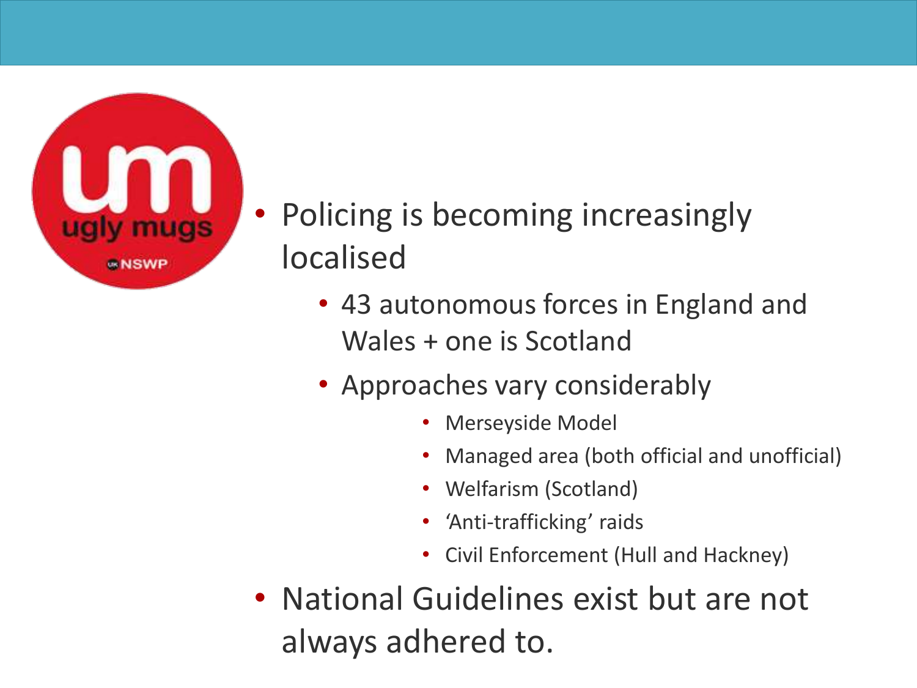- Policing is becoming increasingly localised
  - 43 autonomous forces in England and Wales + one is Scotland
  - Approaches vary considerably
    - Merseyside Model
    - Managed area (both official and unofficial)
    - Welfarism (Scotland)
    - 'Anti-trafficking' raids
    - Civil Enforcement (Hull and Hackney)
- National Guidelines exist but are not always adhered to.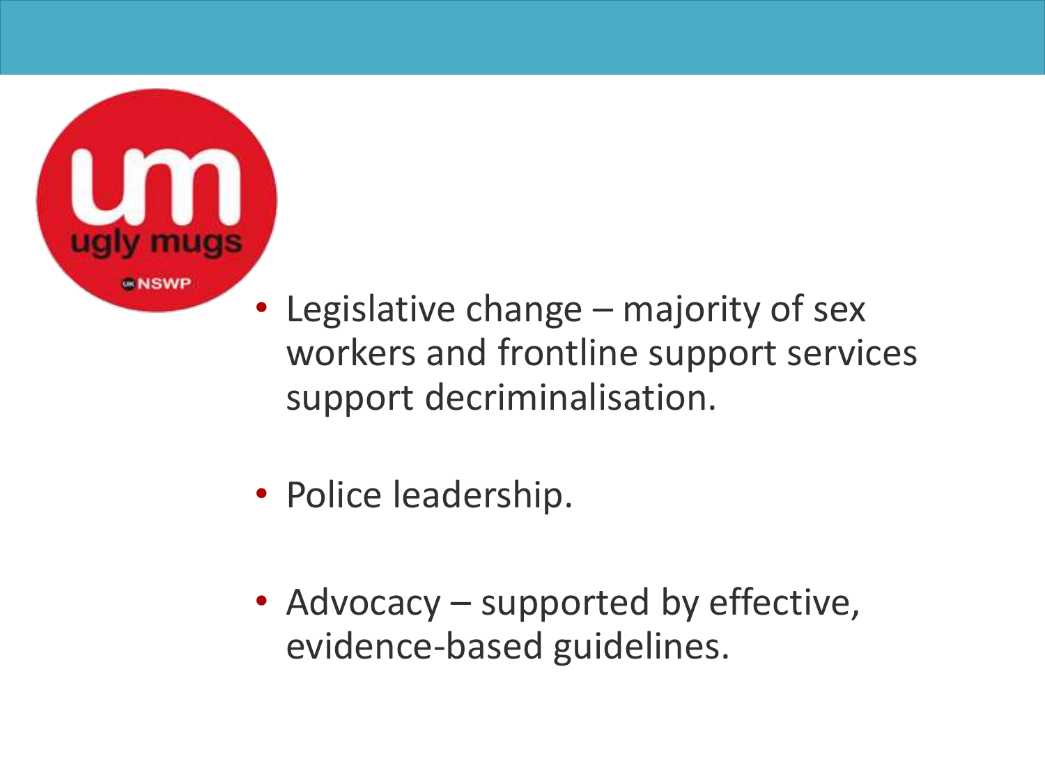- Legislative change – majority of sex workers and frontline support services support decriminalisation.
- Police leadership.
- Advocacy – supported by effective, evidence-based guidelines.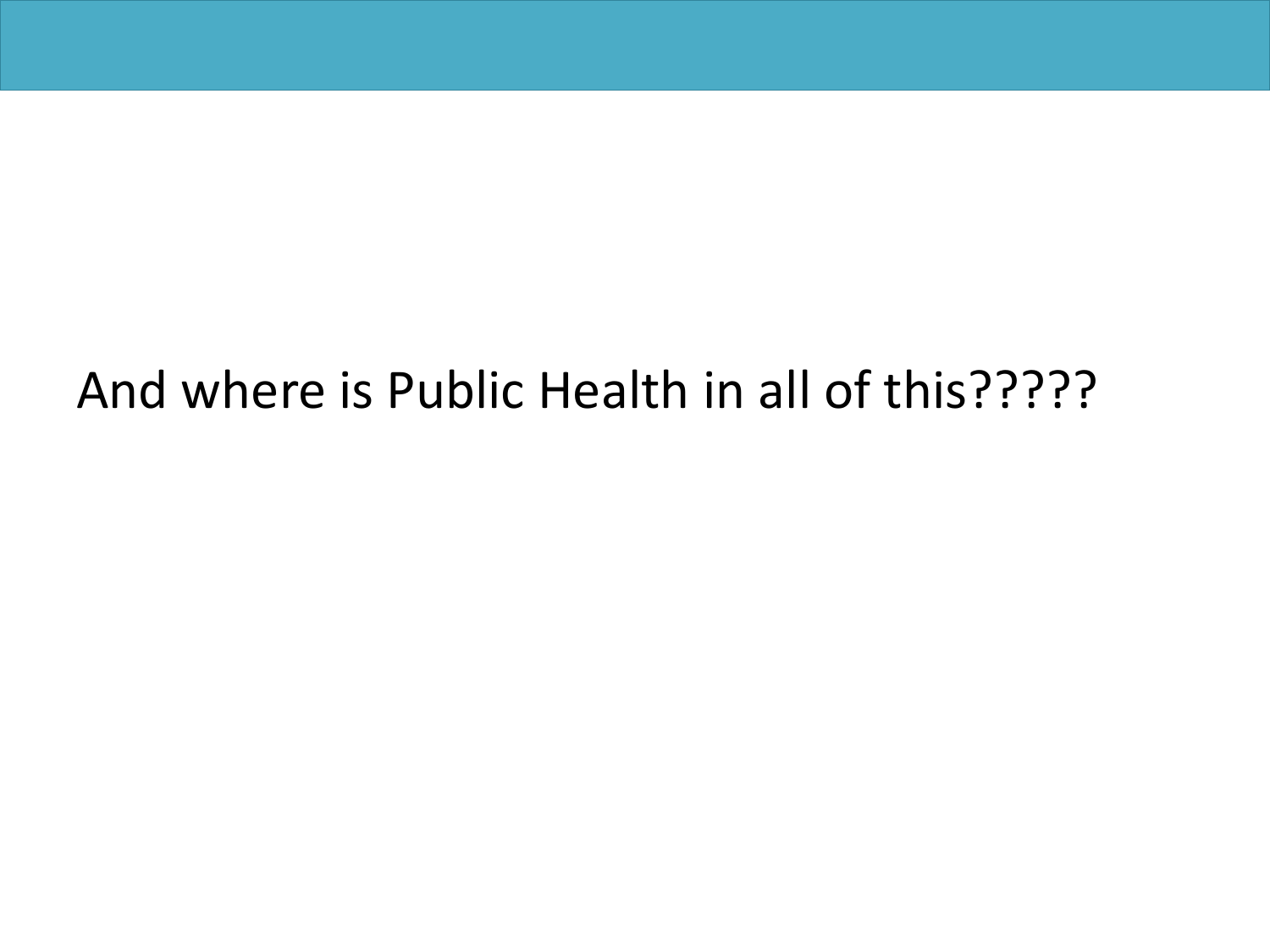And where is Public Health in all of this?????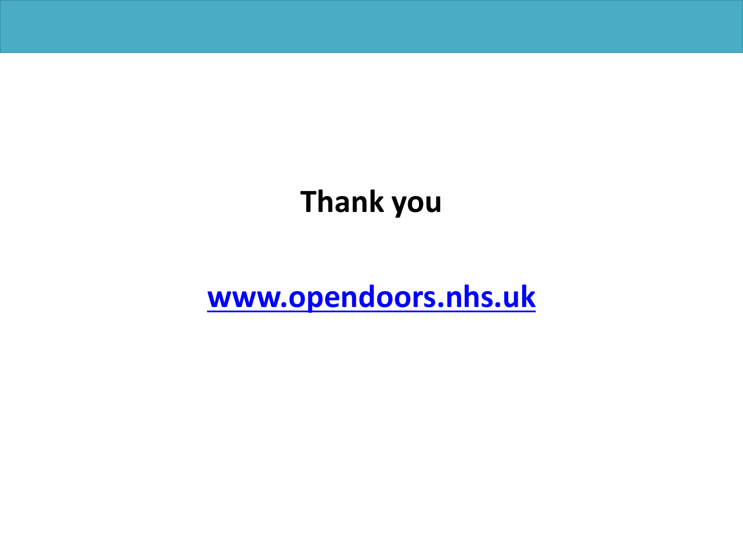**Thank you**

[www.opendoors.nhs.uk](http://www.opendoors.nhs.uk)